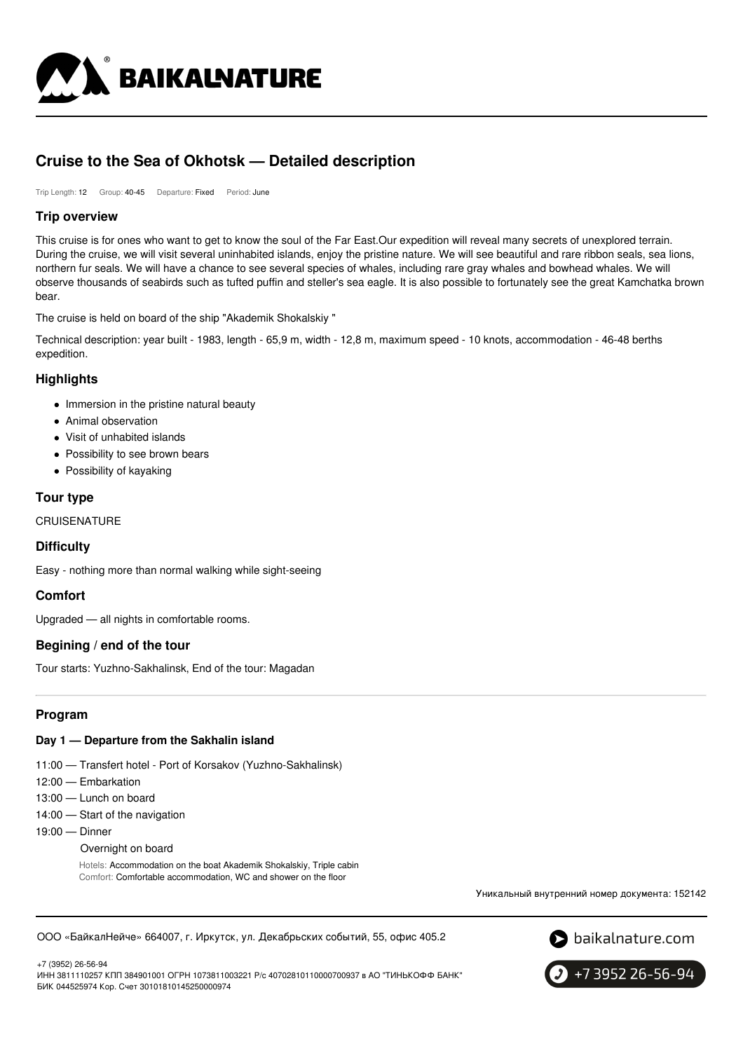# Cruise to the Sea of Okhotsk — Detailed description

Trip Length: 12 Group: 40-45 Departure: Fixed Period: June

## Trip overview

This cruise is for ones who want to get to know the soul of the Far East.Our expedition will reveal many secrets of unexplored terrain. During the cruise, we will visit several uninhabited islands, enjoy the pristine nature. We will see beautiful and rare ribbon seals, sea lions, northern fur seals. We will have a chance to see several species of whales, including rare gray whales and bowhead whales. We will observe thousands of seabirds such as tufted puffin and steller's sea eagle. It is also possible to fortunately see the great Kamchatka brown bear.

The cruise is held on board of the ship "Akademik Shokalskiy "

Technical description: year built - 1983, length - 65,9 m, width - 12,8 m, maximum speed - 10 knots, accommodation - 46-48 berths expedition.

## Highlights

- Immersion in the pristine natural beauty
- Animal observation
- Visit of unhabited islands
- Possibility to see brown bears
- Possibility of kayaking

## Tour type

CRUISENATURE

## Difficulty

Easy - nothing more than normal walking while sight-seeing

## Comfort

Upgraded — all nights in comfortable rooms.

## Begining / end of the tour

Tour starts: Yuzhno-Sakhalinsk, End of the tour: Magadan

## Program

### Day 1 — Departure from the Sakhalin island

11:00 — Transfert hotel - Port of Korsakov (Yuzhno-Sakhalinsk)

12:00 — Embarkation

13:00 — Lunch on board

14:00 — Start of the navigation

19:00 — Dinner

Overnight on board

Hotels: Accommodation on the boat Akademik Shokalskiy, Triple cabin
Comfort: Comfortable accommodation, WC and shower on the floor

Уникальный внутренний номер документа: 152142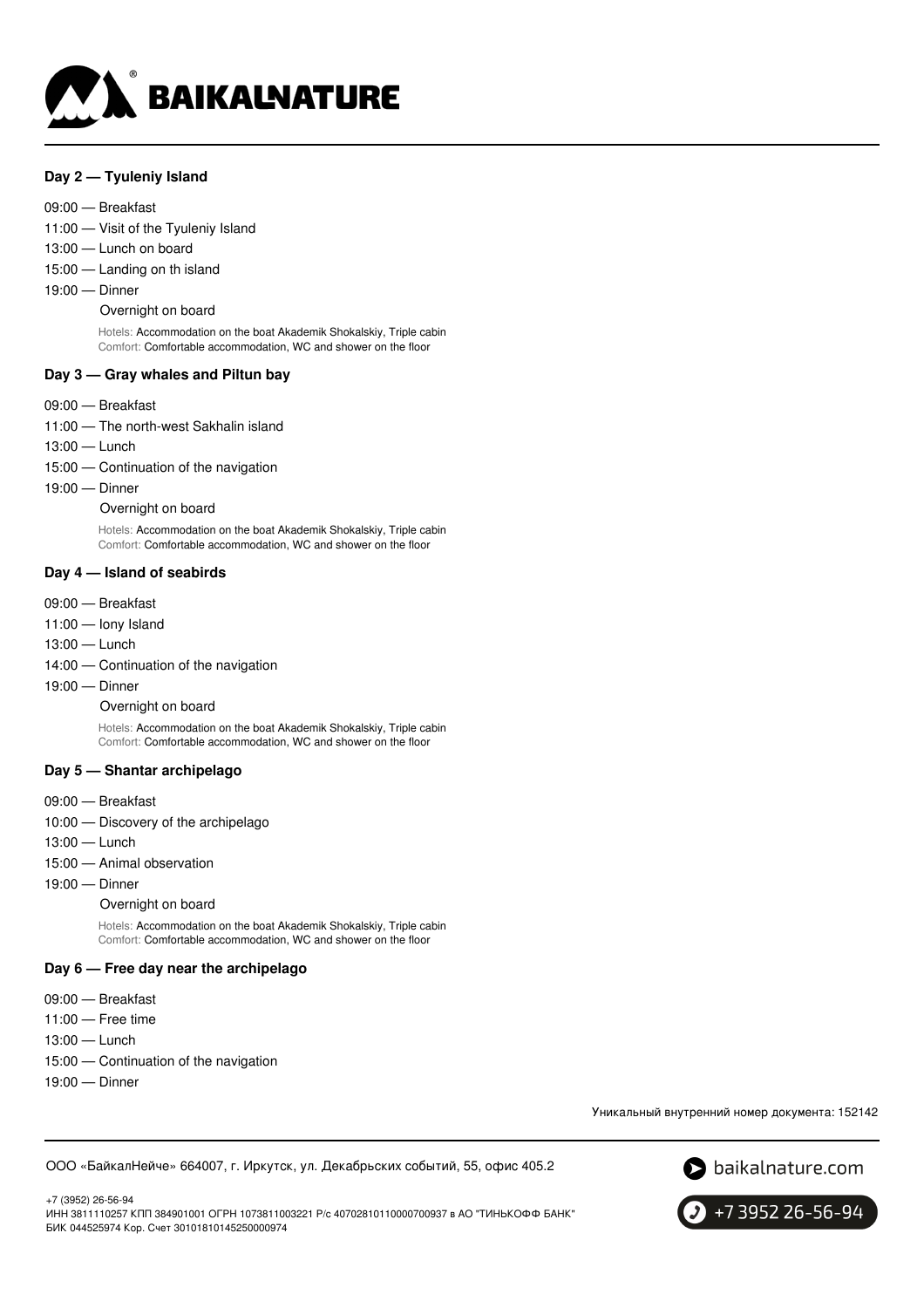### Day 2 — Tyuleniy Island

09:00 — Breakfast
11:00 — Visit of the Tyuleniy Island
13:00 — Lunch on board
15:00 — Landing on th island
19:00 — Dinner

Overnight on board

Hotels: Accommodation on the boat Akademik Shokalskiy, Triple cabin
Comfort: Comfortable accommodation, WC and shower on the floor

### Day 3 — Gray whales and Piltun bay

09:00 — Breakfast
11:00 — The north-west Sakhalin island
13:00 — Lunch
15:00 — Continuation of the navigation
19:00 — Dinner

Overnight on board

Hotels: Accommodation on the boat Akademik Shokalskiy, Triple cabin
Comfort: Comfortable accommodation, WC and shower on the floor

### Day 4 — Island of seabirds

09:00 — Breakfast
11:00 — Iony Island
13:00 — Lunch
14:00 — Continuation of the navigation
19:00 — Dinner

Overnight on board

Hotels: Accommodation on the boat Akademik Shokalskiy, Triple cabin
Comfort: Comfortable accommodation, WC and shower on the floor

### Day 5 — Shantar archipelago

09:00 — Breakfast
10:00 — Discovery of the archipelago
13:00 — Lunch
15:00 — Animal observation
19:00 — Dinner

Overnight on board

Hotels: Accommodation on the boat Akademik Shokalskiy, Triple cabin
Comfort: Comfortable accommodation, WC and shower on the floor

### Day 6 — Free day near the archipelago

09:00 — Breakfast
11:00 — Free time
13:00 — Lunch
15:00 — Continuation of the navigation
19:00 — Dinner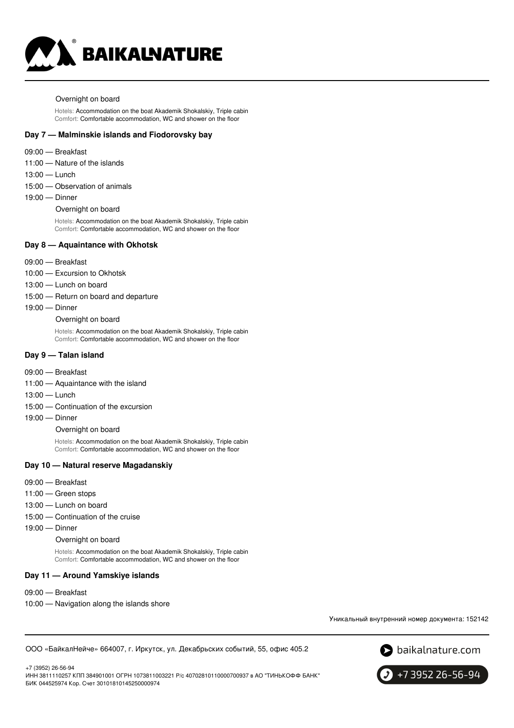Overnight on board

Hotels: Accommodation on the boat Akademik Shokalskiy, Triple cabin
Comfort: Comfortable accommodation, WC and shower on the floor

### Day 7 — Malminskie islands and Fiodorovsky bay

- 09:00 — Breakfast
- 11:00 — Nature of the islands
- 13:00 — Lunch
- 15:00 — Observation of animals
- 19:00 — Dinner

Overnight on board

Hotels: Accommodation on the boat Akademik Shokalskiy, Triple cabin
Comfort: Comfortable accommodation, WC and shower on the floor

### Day 8 — Aquaintance with Okhotsk

- 09:00 — Breakfast
- 10:00 — Excursion to Okhotsk
- 13:00 — Lunch on board
- 15:00 — Return on board and departure
- 19:00 — Dinner

Overnight on board

Hotels: Accommodation on the boat Akademik Shokalskiy, Triple cabin
Comfort: Comfortable accommodation, WC and shower on the floor

### Day 9 — Talan island

- 09:00 — Breakfast
- 11:00 — Aquaintance with the island
- 13:00 — Lunch
- 15:00 — Continuation of the excursion
- 19:00 — Dinner

Overnight on board

Hotels: Accommodation on the boat Akademik Shokalskiy, Triple cabin
Comfort: Comfortable accommodation, WC and shower on the floor

### Day 10 — Natural reserve Magadanskiy

- 09:00 — Breakfast
- 11:00 — Green stops
- 13:00 — Lunch on board
- 15:00 — Continuation of the cruise
- 19:00 — Dinner

Overnight on board

Hotels: Accommodation on the boat Akademik Shokalskiy, Triple cabin
Comfort: Comfortable accommodation, WC and shower on the floor

### Day 11 — Around Yamskiye islands

- 09:00 — Breakfast
- 10:00 — Navigation along the islands shore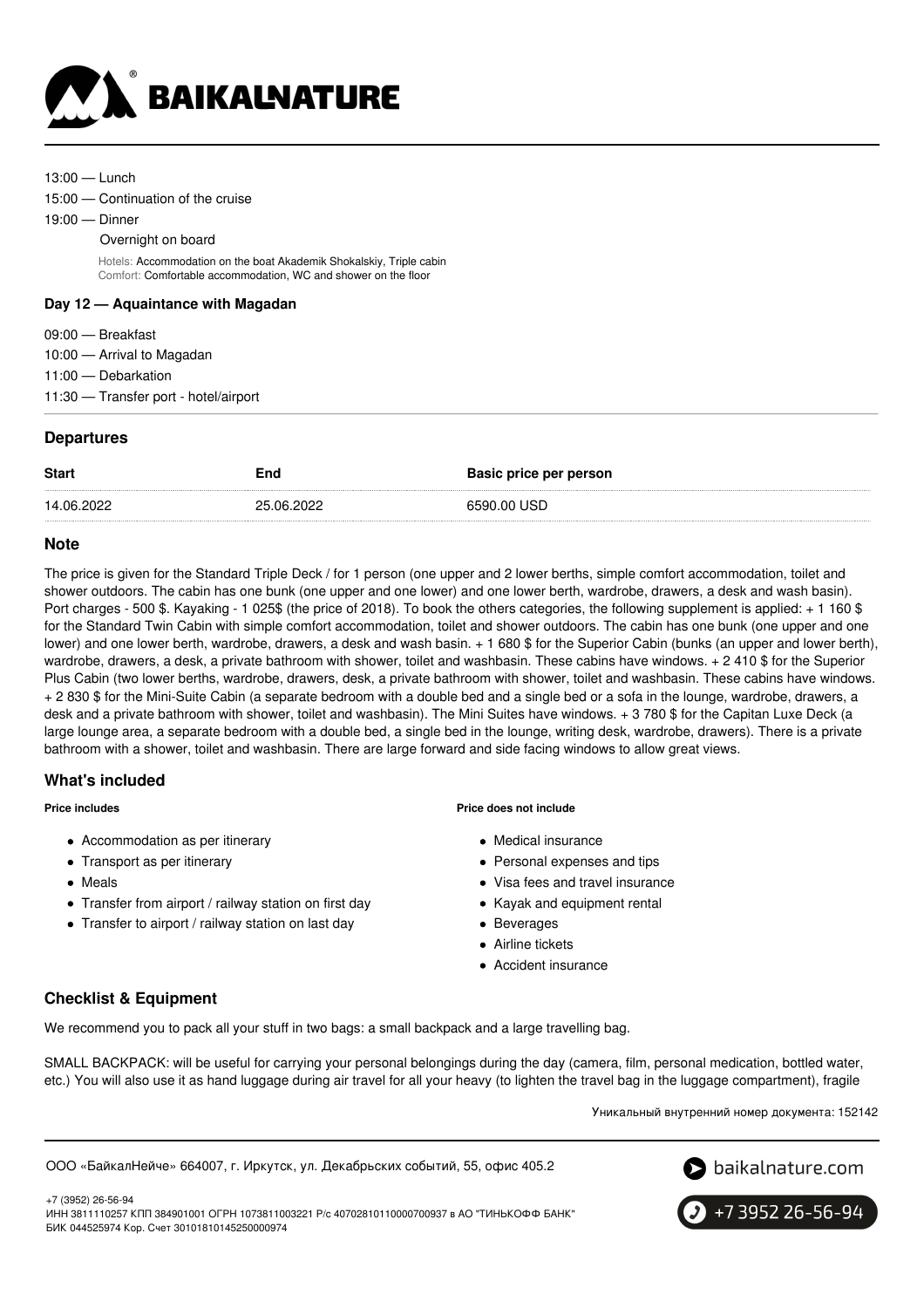13:00 — Lunch

15:00 — Continuation of the cruise

19:00 — Dinner

Overnight on board

Hotels: Accommodation on the boat Akademik Shokalskiy, Triple cabin
Comfort: Comfortable accommodation, WC and shower on the floor

**Day 12 — Aquaintance with Magadan**

09:00 — Breakfast

10:00 — Arrival to Magadan

11:00 — Debarkation

11:30 — Transfer port - hotel/airport

## Departures

| Start | End | Basic price per person |
|---|---|---|
| 14.06.2022 | 25.06.2022 | 6590.00 USD |

## Note

The price is given for the Standard Triple Deck / for 1 person (one upper and 2 lower berths, simple comfort accommodation, toilet and shower outdoors. The cabin has one bunk (one upper and one lower) and one lower berth, wardrobe, drawers, a desk and wash basin). Port charges - 500 $. Kayaking - 1 025$ (the price of 2018). To book the others categories, the following supplement is applied: + 1 160 $ for the Standard Twin Cabin with simple comfort accommodation, toilet and shower outdoors. The cabin has one bunk (one upper and one lower) and one lower berth, wardrobe, drawers, a desk and wash basin. + 1 680 $ for the Superior Cabin (bunks (an upper and lower berth), wardrobe, drawers, a desk, a private bathroom with shower, toilet and washbasin. These cabins have windows. + 2 410 $ for the Superior Plus Cabin (two lower berths, wardrobe, drawers, desk, a private bathroom with shower, toilet and washbasin. These cabins have windows. + 2 830 $ for the Mini-Suite Cabin (a separate bedroom with a double bed and a single bed or a sofa in the lounge, wardrobe, drawers, a desk and a private bathroom with shower, toilet and washbasin). The Mini Suites have windows. + 3 780 $ for the Capitan Luxe Deck (a large lounge area, a separate bedroom with a double bed, a single bed in the lounge, writing desk, wardrobe, drawers). There is a private bathroom with a shower, toilet and washbasin. There are large forward and side facing windows to allow great views.

## What's included

**Price includes**

- Accommodation as per itinerary
- Transport as per itinerary
- Meals
- Transfer from airport / railway station on first day
- Transfer to airport / railway station on last day

**Price does not include**

- Medical insurance
- Personal expenses and tips
- Visa fees and travel insurance
- Kayak and equipment rental
- Beverages
- Airline tickets
- Accident insurance

## Checklist & Equipment

We recommend you to pack all your stuff in two bags: a small backpack and a large travelling bag.

SMALL BACKPACK: will be useful for carrying your personal belongings during the day (camera, film, personal medication, bottled water, etc.) You will also use it as hand luggage during air travel for all your heavy (to lighten the travel bag in the luggage compartment), fragile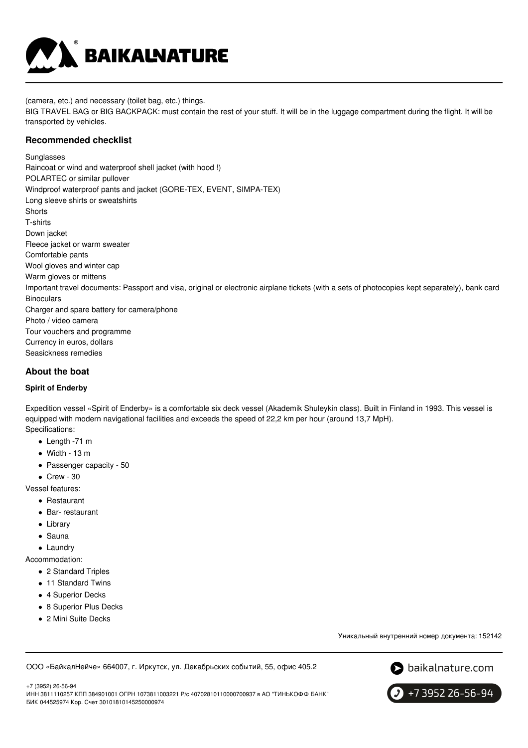(camera, etc.) and necessary (toilet bag, etc.) things.
BIG TRAVEL BAG or BIG BACKPACK: must contain the rest of your stuff. It will be in the luggage compartment during the flight. It will be transported by vehicles.

### Recommended checklist

Sunglasses
Raincoat or wind and waterproof shell jacket (with hood !)
POLARTEC or similar pullover
Windproof waterproof pants and jacket (GORE-TEX, EVENT, SIMPA-TEX)
Long sleeve shirts or sweatshirts
Shorts
T-shirts
Down jacket
Fleece jacket or warm sweater
Comfortable pants
Wool gloves and winter cap
Warm gloves or mittens
Important travel documents: Passport and visa, original or electronic airplane tickets (with a sets of photocopies kept separately), bank card
Binoculars
Charger and spare battery for camera/phone
Photo / video camera
Tour vouchers and programme
Currency in euros, dollars
Seasickness remedies

### About the boat

#### Spirit of Enderby

Expedition vessel «Spirit of Enderby» is a comfortable six deck vessel (Akademik Shuleykin class). Built in Finland in 1993. This vessel is equipped with modern navigational facilities and exceeds the speed of 22,2 km per hour (around 13,7 MpH).
Specifications:

- Length -71 m
- Width - 13 m
- Passenger capacity - 50
- Crew - 30

Vessel features:

- Restaurant
- Bar- restaurant
- Library
- Sauna
- Laundry

Accommodation:

- 2 Standard Triples
- 11 Standard Twins
- 4 Superior Decks
- 8 Superior Plus Decks
- 2 Mini Suite Decks

Уникальный внутренний номер документа: 152142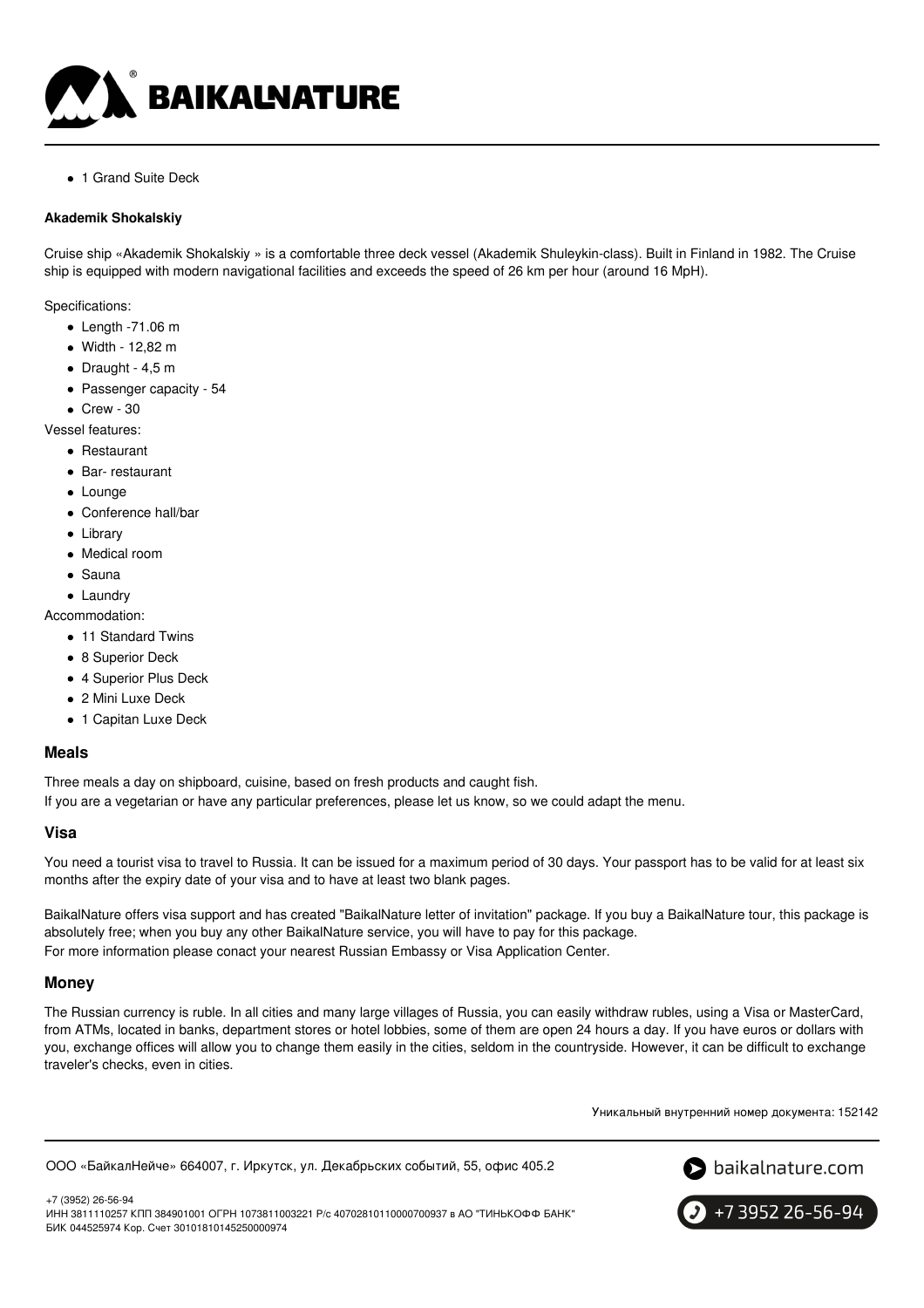- 1 Grand Suite Deck

**Akademik Shokalskiy**

Cruise ship «Akademik Shokalskiy » is a comfortable three deck vessel (Akademik Shuleykin-class). Built in Finland in 1982. The Cruise ship is equipped with modern navigational facilities and exceeds the speed of 26 km per hour (around 16 MpH).

Specifications:

- Length -71.06 m
- Width - 12,82 m
- Draught - 4,5 m
- Passenger capacity - 54
- Crew - 30

Vessel features:

- Restaurant
- Bar- restaurant
- Lounge
- Conference hall/bar
- Library
- Medical room
- Sauna
- Laundry

Accommodation:

- 11 Standard Twins
- 8 Superior Deck
- 4 Superior Plus Deck
- 2 Mini Luxe Deck
- 1 Capitan Luxe Deck

## Meals

Three meals a day on shipboard, cuisine, based on fresh products and caught fish.
If you are a vegetarian or have any particular preferences, please let us know, so we could adapt the menu.

## Visa

You need a tourist visa to travel to Russia. It can be issued for a maximum period of 30 days. Your passport has to be valid for at least six months after the expiry date of your visa and to have at least two blank pages.

BaikalNature offers visa support and has created "BaikalNature letter of invitation" package. If you buy a BaikalNature tour, this package is absolutely free; when you buy any other BaikalNature service, you will have to pay for this package.
For more information please conact your nearest Russian Embassy or Visa Application Center.

## Money

The Russian currency is ruble. In all cities and many large villages of Russia, you can easily withdraw rubles, using a Visa or MasterCard, from ATMs, located in banks, department stores or hotel lobbies, some of them are open 24 hours a day. If you have euros or dollars with you, exchange offices will allow you to change them easily in the cities, seldom in the countryside. However, it can be difficult to exchange traveler's checks, even in cities.

Уникальный внутренний номер документа: 152142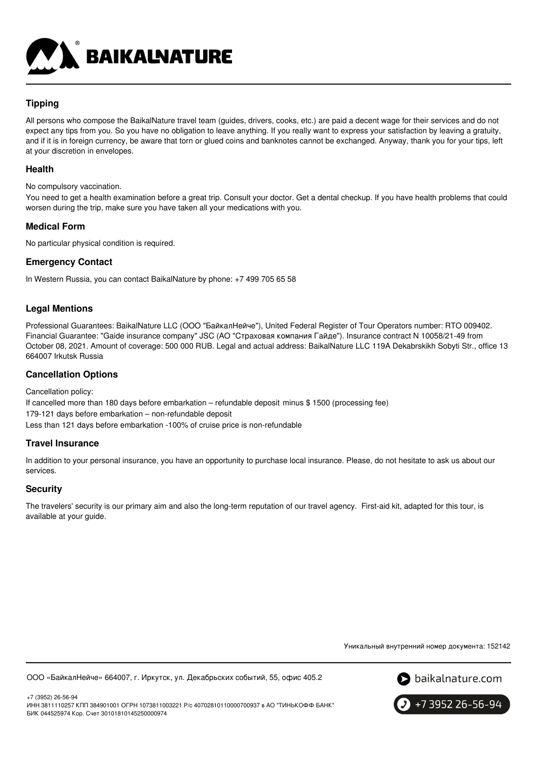## Tipping

All persons who compose the BaikalNature travel team (guides, drivers, cooks, etc.) are paid a decent wage for their services and do not expect any tips from you. So you have no obligation to leave anything. If you really want to express your satisfaction by leaving a gratuity, and if it is in foreign currency, be aware that torn or glued coins and banknotes cannot be exchanged. Anyway, thank you for your tips, left at your discretion in envelopes.

## Health

No compulsory vaccination.

You need to get a health examination before a great trip. Consult your doctor. Get a dental checkup. If you have health problems that could worsen during the trip, make sure you have taken all your medications with you.

## Medical Form

No particular physical condition is required.

## Emergency Contact

In Western Russia, you can contact BaikalNature by phone: +7 499 705 65 58

## Legal Mentions

Professional Guarantees: BaikalNature LLC (ООО "БайкалНейче"), United Federal Register of Tour Operators number: RTO 009402. Financial Guarantee: "Gaide insurance company" JSC (АО "Страховая компания Гайде"). Insurance contract N 10058/21-49 from October 08, 2021. Amount of coverage: 500 000 RUB. Legal and actual address: BaikalNature LLC 119A Dekabrskikh Sobyti Str., office 13 664007 Irkutsk Russia

## Cancellation Options

Cancellation policy:

If cancelled more than 180 days before embarkation – refundable deposit minus $ 1500 (processing fee)

179-121 days before embarkation – non-refundable deposit

Less than 121 days before embarkation -100% of cruise price is non-refundable

## Travel Insurance

In addition to your personal insurance, you have an opportunity to purchase local insurance. Please, do not hesitate to ask us about our services.

## Security

The travelers' security is our primary aim and also the long-term reputation of our travel agency. First-aid kit, adapted for this tour, is available at your guide.

Уникальный внутренний номер документа: 152142